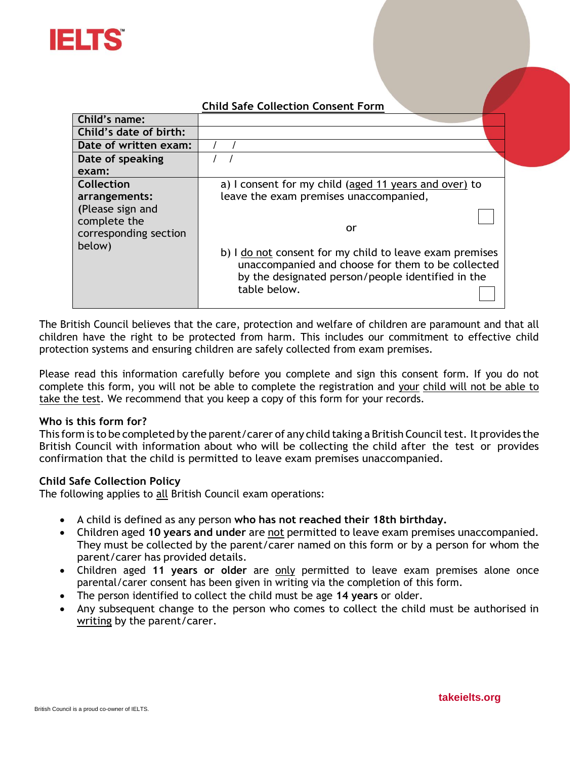IELTS

## Child Safe Collection Consent Form

| Child's name: | |
|---|---|
| Child's date of birth: | |
| Date of written exam: | / / |
| Date of speaking exam: | / / |
| Collection arrangements: (Please sign and complete the corresponding section below) | a) I consent for my child (aged 11 years and over) to leave the exam premises unaccompanied, ☐ <br> or <br> b) I do not consent for my child to leave exam premises unaccompanied and choose for them to be collected by the designated person/people identified in the table below. ☐ |

The British Council believes that the care, protection and welfare of children are paramount and that all children have the right to be protected from harm. This includes our commitment to effective child protection systems and ensuring children are safely collected from exam premises.

Please read this information carefully before you complete and sign this consent form. If you do not complete this form, you will not be able to complete the registration and your child will not be able to take the test. We recommend that you keep a copy of this form for your records.

**Who is this form for?**

This form is to be completed by the parent/carer of any child taking a British Council test. It provides the British Council with information about who will be collecting the child after the test or provides confirmation that the child is permitted to leave exam premises unaccompanied.

**Child Safe Collection Policy**

The following applies to all British Council exam operations:

- A child is defined as any person **who has not reached their 18th birthday.**
- Children aged **10 years and under** are not permitted to leave exam premises unaccompanied. They must be collected by the parent/carer named on this form or by a person for whom the parent/carer has provided details.
- Children aged **11 years or older** are only permitted to leave exam premises alone once parental/carer consent has been given in writing via the completion of this form.
- The person identified to collect the child must be age **14 years** or older.
- Any subsequent change to the person who comes to collect the child must be authorised in writing by the parent/carer.

takeielts.org

British Council is a proud co-owner of IELTS.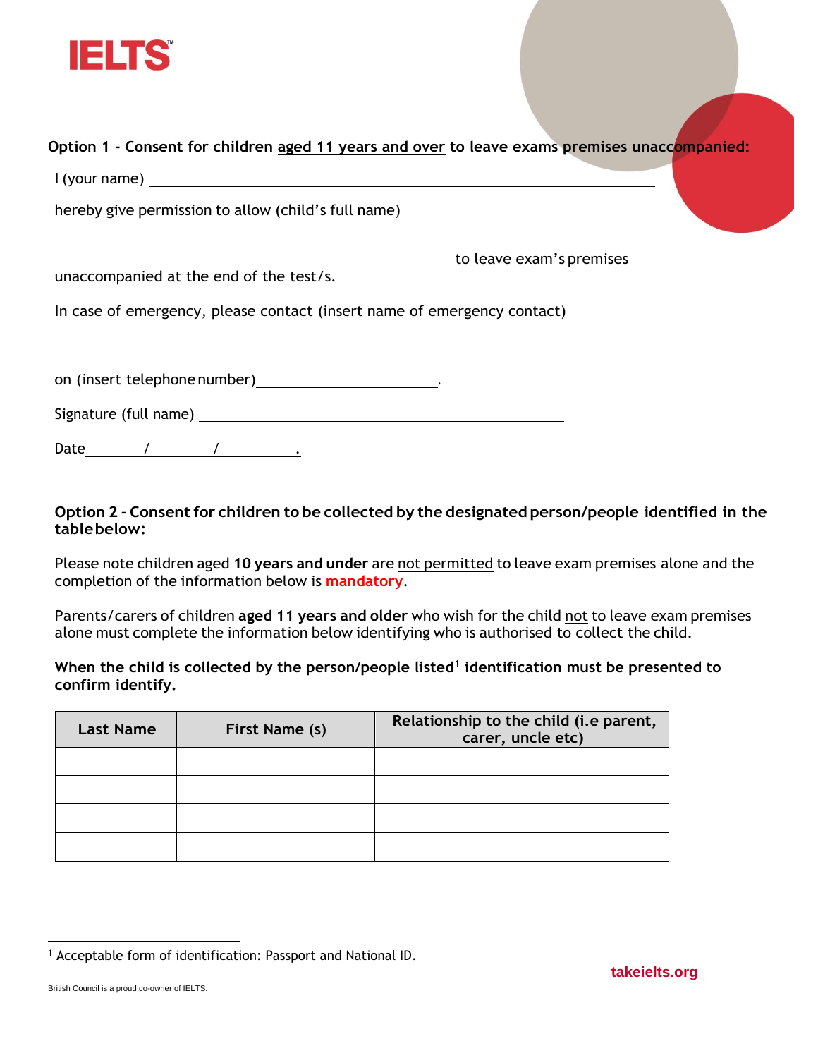**Option 1 - Consent for children aged 11 years and over to leave exams premises unaccompanied:**

I (your name) ____________________________________________

hereby give permission to allow (child's full name)

____________________________________________ to leave exam's premises unaccompanied at the end of the test/s.

In case of emergency, please contact (insert name of emergency contact)

____________________________________________

on (insert telephone number)______________________.

Signature (full name) ____________________________________________

Date_______/_______/_________.

**Option 2 - Consent for children to be collected by the designated person/people identified in the table below:**

Please note children aged **10 years and under** are not permitted to leave exam premises alone and the completion of the information below is **mandatory**.

Parents/carers of children **aged 11 years and older** who wish for the child not to leave exam premises alone must complete the information below identifying who is authorised to collect the child.

**When the child is collected by the person/people listed[1] identification must be presented to confirm identify.**

| Last Name | First Name (s) | Relationship to the child (i.e parent, carer, uncle etc) |
|---|---|---|
| | | |
| | | |
| | | |
| | | |

[1] Acceptable form of identification: Passport and National ID.

takeielts.org

British Council is a proud co-owner of IELTS.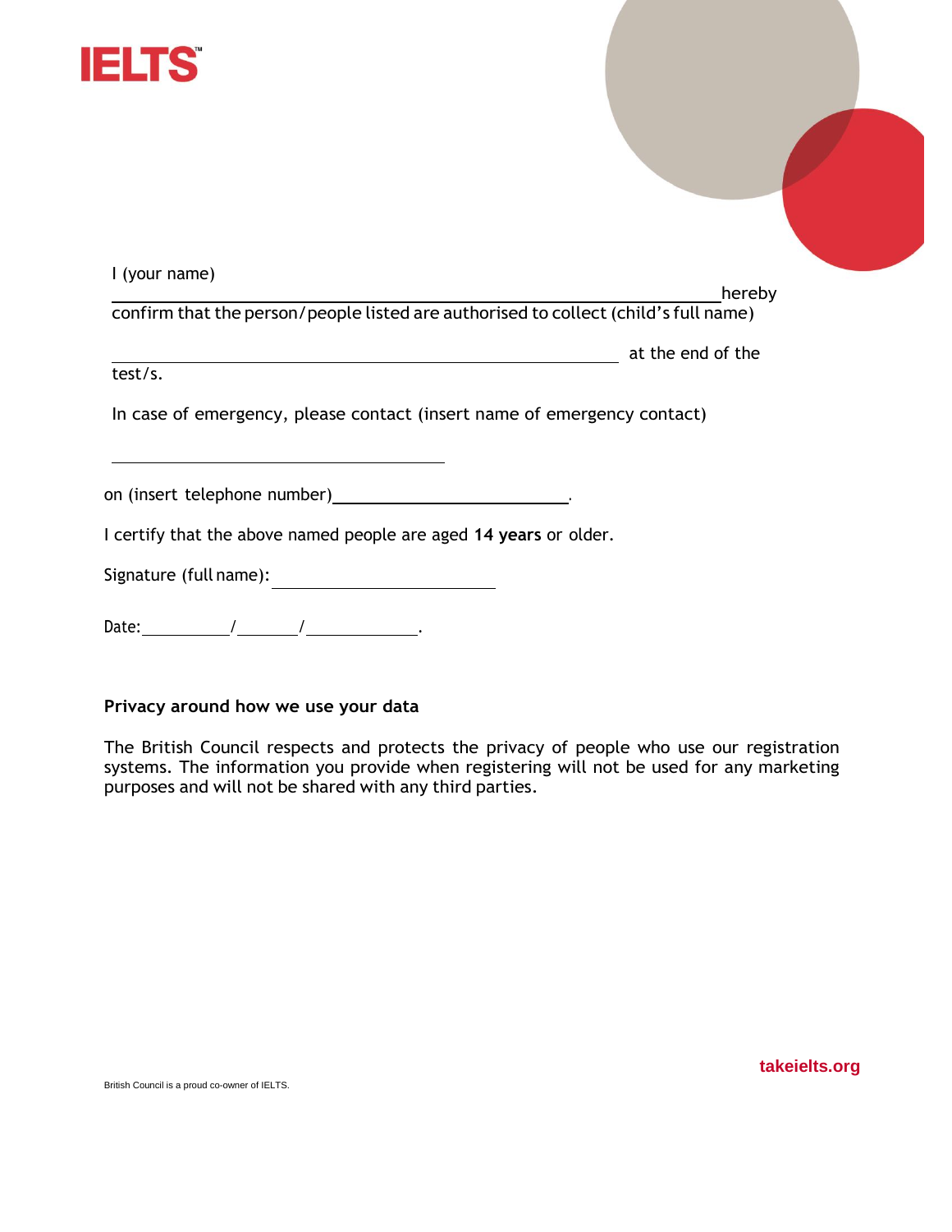I (your name) ______________________________ hereby confirm that the person/people listed are authorised to collect (child's full name) ______________________________ at the end of the test/s.

In case of emergency, please contact (insert name of emergency contact)

______________________________

on (insert telephone number) ______________________________.

I certify that the above named people are aged **14 years** or older.

Signature (full name): ______________________________

Date: ________/________/________.

**Privacy around how we use your data**

The British Council respects and protects the privacy of people who use our registration systems. The information you provide when registering will not be used for any marketing purposes and will not be shared with any third parties.

British Council is a proud co-owner of IELTS.

**takeielts.org**